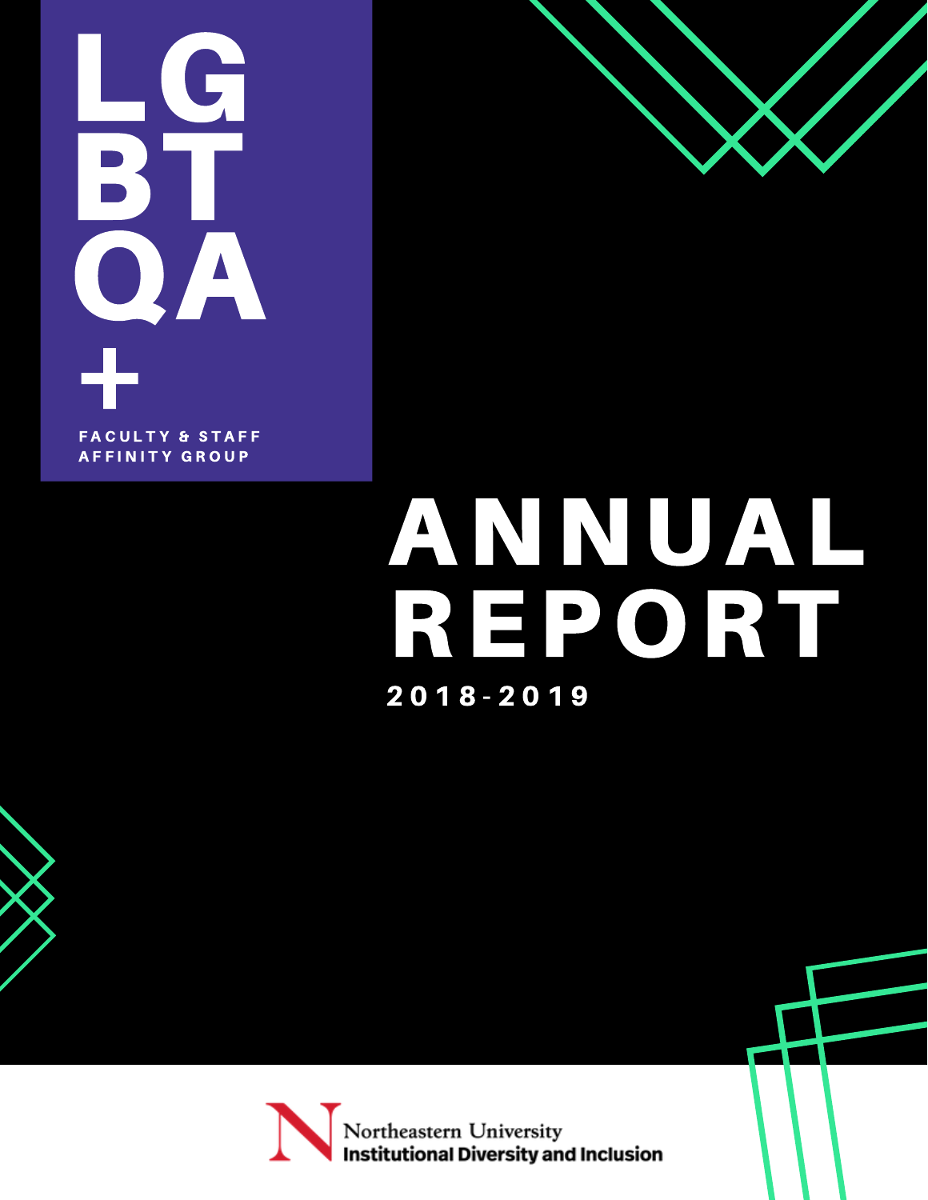# LGBTQA+

FACULTY & STAFF AFFINITY GROUP

# ANNUAL REPORT

## 2018-2019

Northeastern University
Institutional Diversity and Inclusion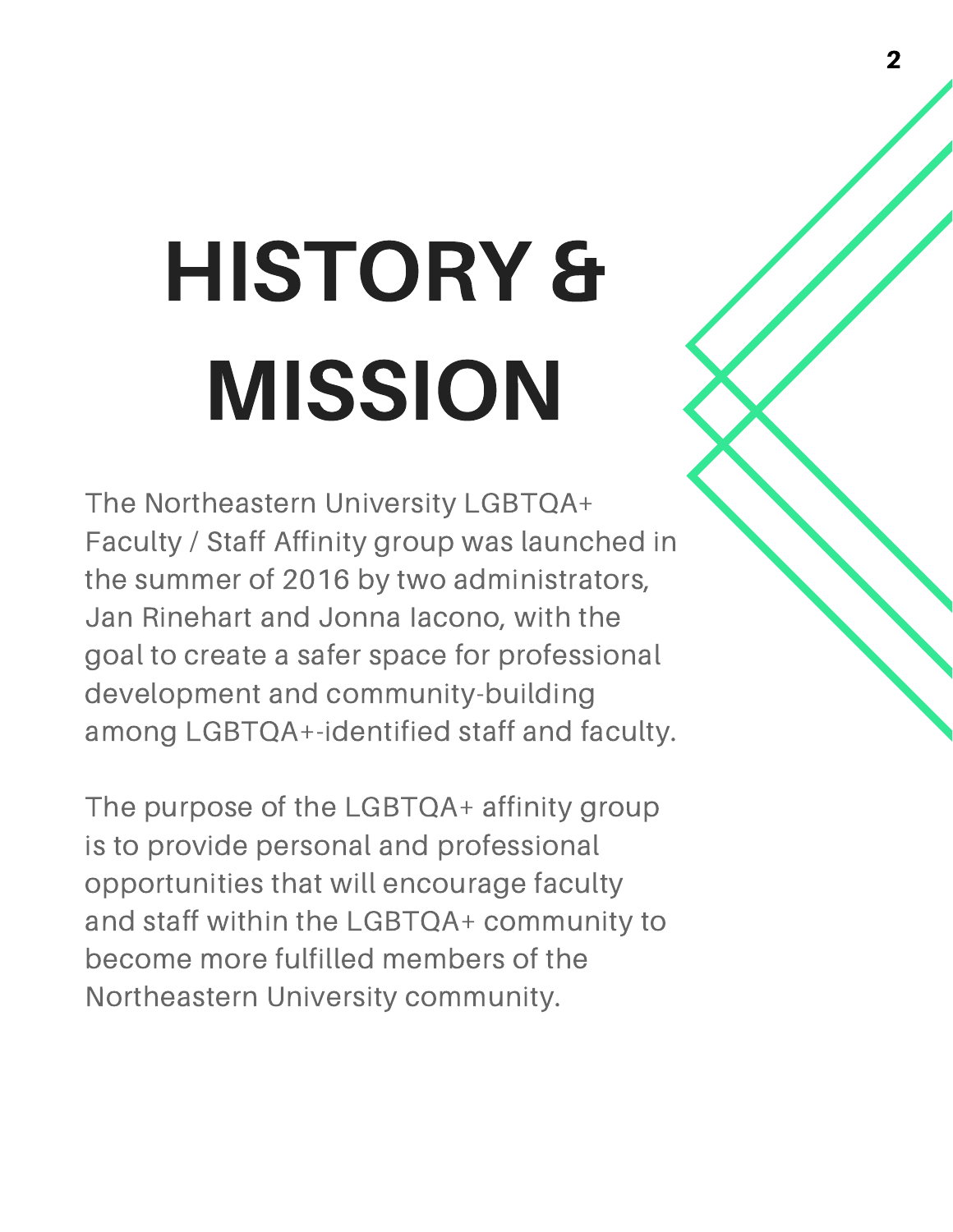# HISTORY & MISSION

The Northeastern University LGBTQA+ Faculty / Staff Affinity group was launched in the summer of 2016 by two administrators, Jan Rinehart and Jonna Iacono, with the goal to create a safer space for professional development and community-building among LGBTQA+-identified staff and faculty.

The purpose of the LGBTQA+ affinity group is to provide personal and professional opportunities that will encourage faculty and staff within the LGBTQA+ community to become more fulfilled members of the Northeastern University community.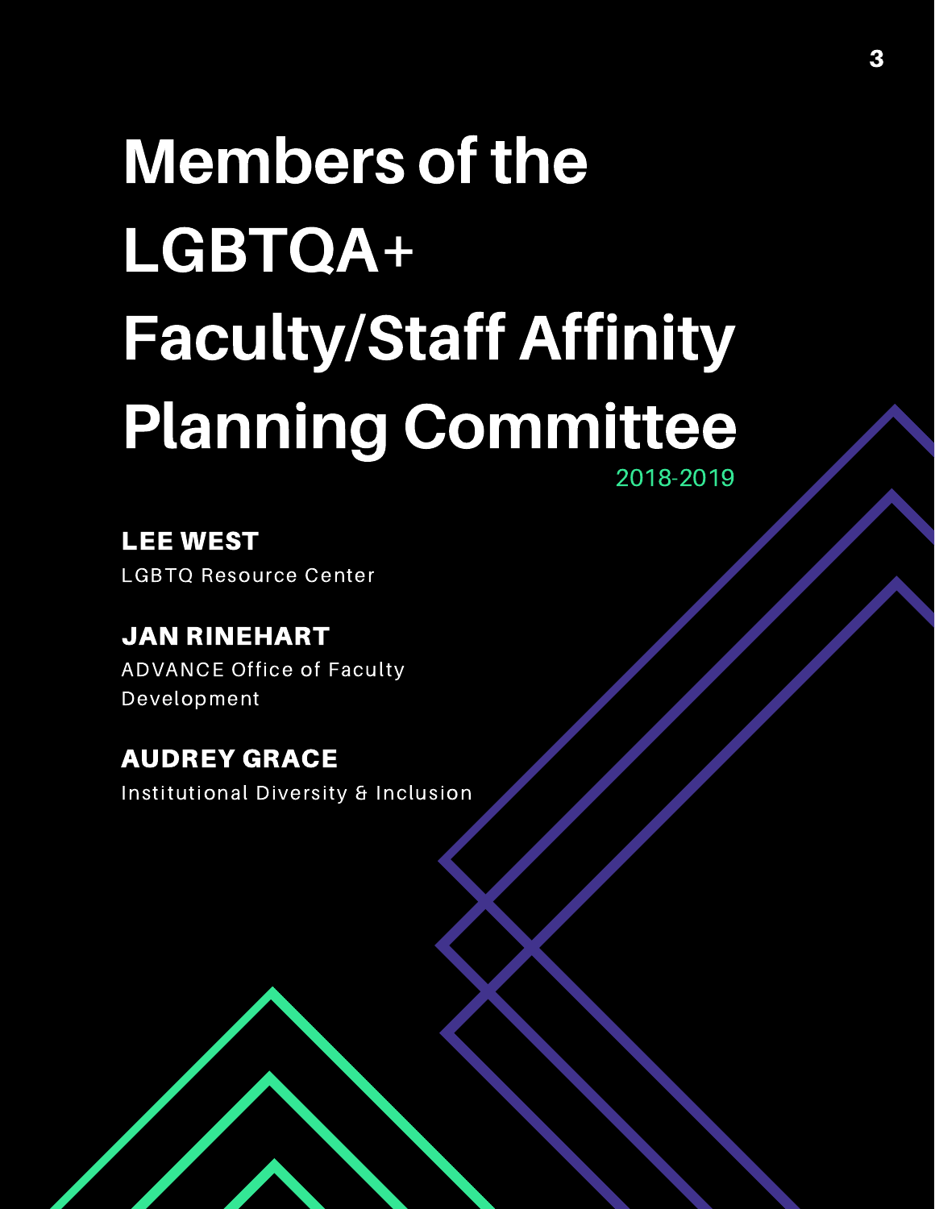# Members of the LGBTQA+ Faculty/Staff Affinity Planning Committee

2018-2019

**LEE WEST**
LGBTQ Resource Center

**JAN RINEHART**
ADVANCE Office of Faculty Development

**AUDREY GRACE**
Institutional Diversity & Inclusion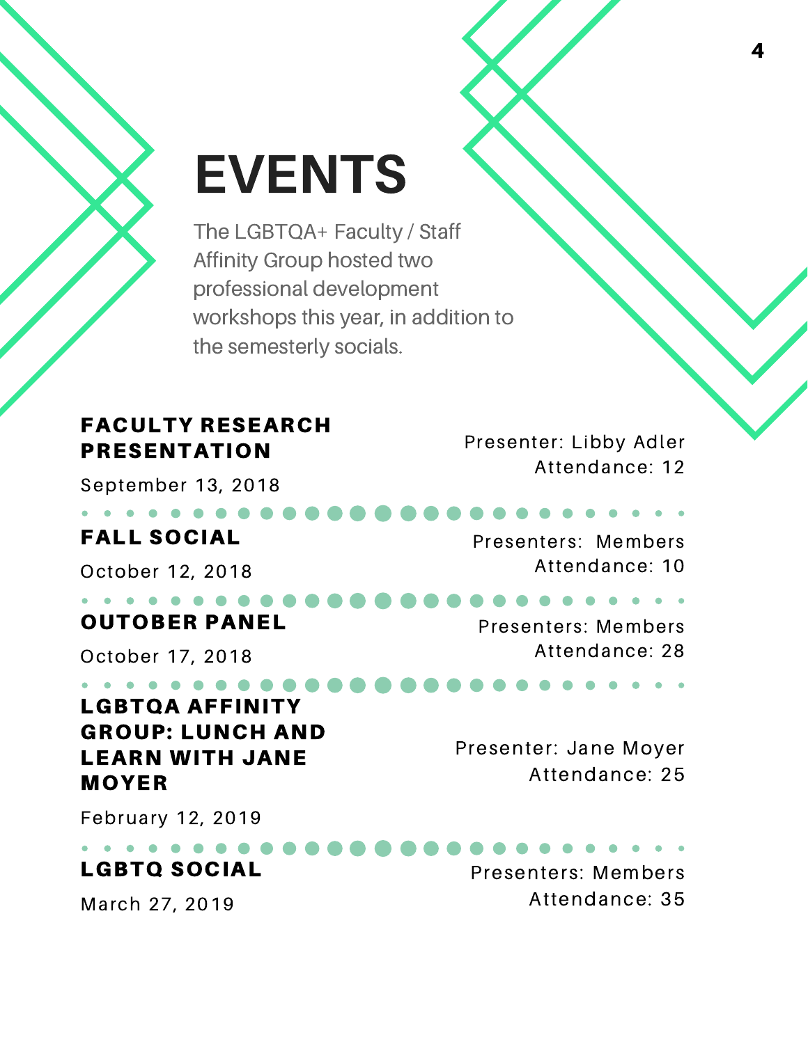# EVENTS

The LGBTQA+ Faculty / Staff Affinity Group hosted two professional development workshops this year, in addition to the semesterly socials.

### FACULTY RESEARCH PRESENTATION

September 13, 2018

Presenter: Libby Adler
Attendance: 12

### FALL SOCIAL

October 12, 2018

Presenters: Members
Attendance: 10

### OUTOBER PANEL

October 17, 2018

Presenters: Members
Attendance: 28

### LGBTQA AFFINITY GROUP: LUNCH AND LEARN WITH JANE MOYER

February 12, 2019

Presenter: Jane Moyer
Attendance: 25

### LGBTQ SOCIAL

March 27, 2019

Presenters: Members
Attendance: 35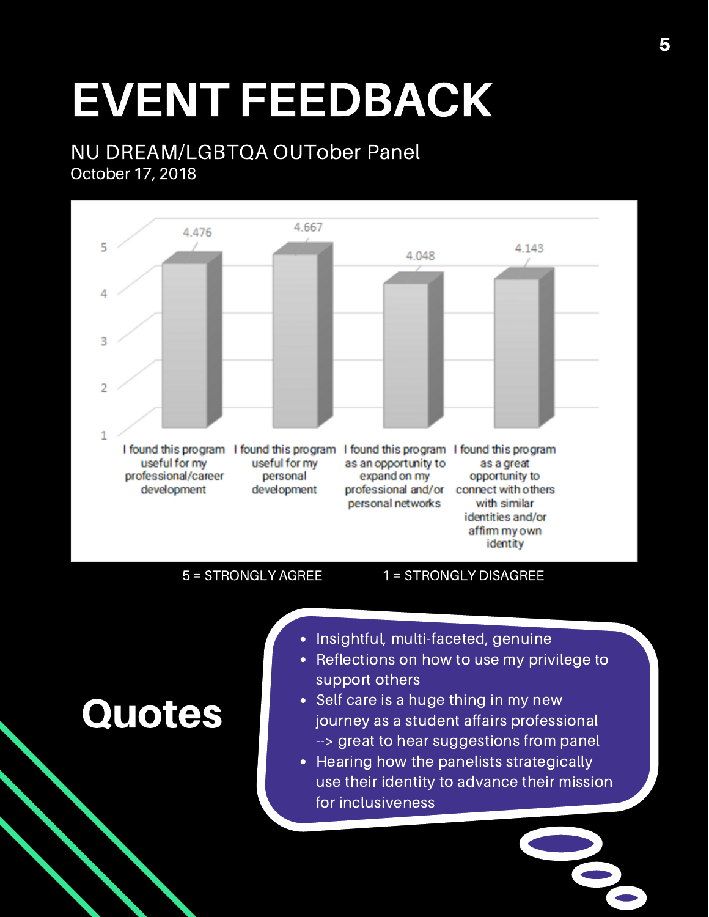# EVENT FEEDBACK

NU DREAM/LGBTQA OUTober Panel
October 17, 2018

| Statement | Average Rating |
| --- | --- |
| I found this program useful for my professional/career development | 4.476 |
| I found this program useful for my personal development | 4.667 |
| I found this program as an opportunity to expand on my professional and/or personal networks | 4.048 |
| I found this program as a great opportunity to connect with others with similar identities and/or affirm my own identity | 4.143 |

5 = STRONGLY AGREE 1 = STRONGLY DISAGREE

## Quotes

- Insightful, multi-faceted, genuine
- Reflections on how to use my privilege to support others
- Self care is a huge thing in my new journey as a student affairs professional --> great to hear suggestions from panel
- Hearing how the panelists strategically use their identity to advance their mission for inclusiveness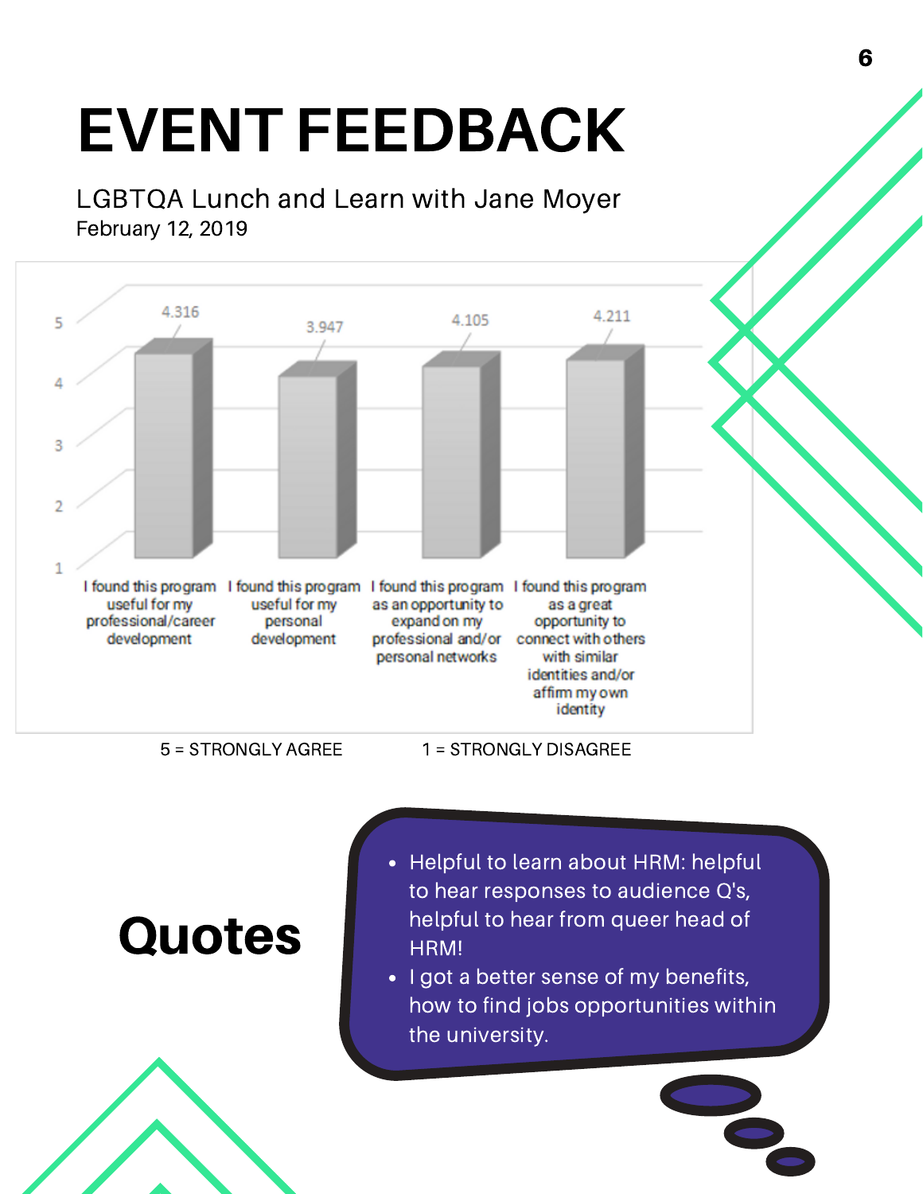# EVENT FEEDBACK

LGBTQA Lunch and Learn with Jane Moyer
February 12, 2019

| Statement | Average rating |
|---|---|
| I found this program useful for my professional/career development | 4.316 |
| I found this program useful for my personal development | 3.947 |
| I found this program as an opportunity to expand on my professional and/or personal networks | 4.105 |
| I found this program as a great opportunity to connect with others with similar identities and/or affirm my own identity | 4.211 |

5 = STRONGLY AGREE 1 = STRONGLY DISAGREE

## Quotes

- Helpful to learn about HRM: helpful to hear responses to audience Q's, helpful to hear from queer head of HRM!
- I got a better sense of my benefits, how to find jobs opportunities within the university.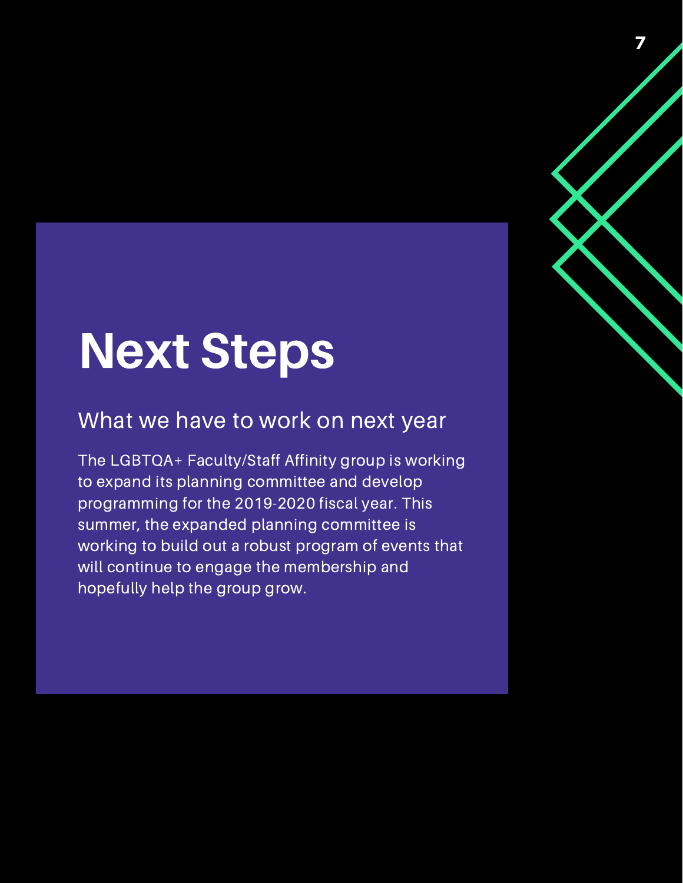# Next Steps

## What we have to work on next year

The LGBTQA+ Faculty/Staff Affinity group is working to expand its planning committee and develop programming for the 2019-2020 fiscal year. This summer, the expanded planning committee is working to build out a robust program of events that will continue to engage the membership and hopefully help the group grow.